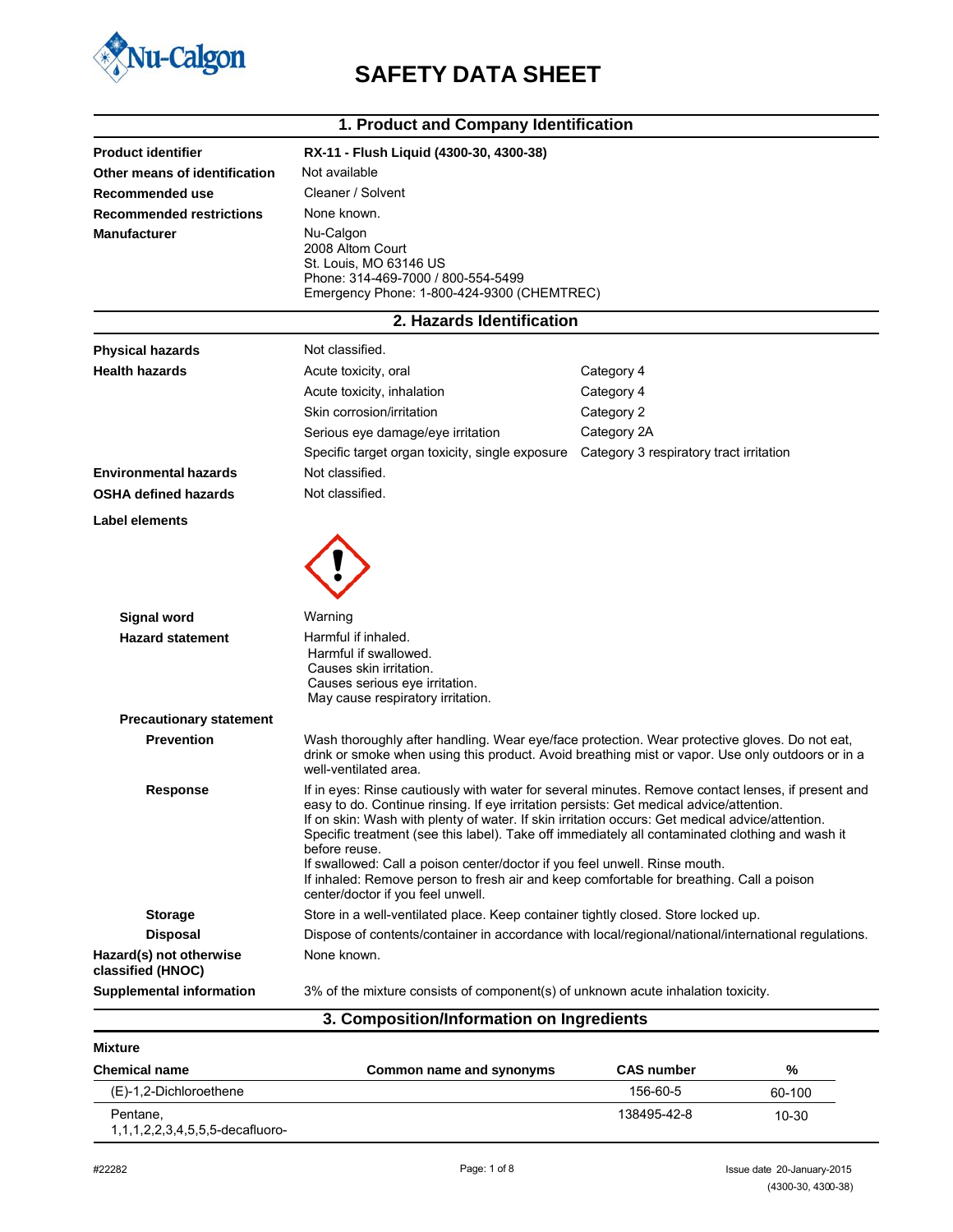# SAFETY DATA SHEET

## 1. Product and Company Identification

| | |
|---|---|
| **Product identifier** | **RX-11 - Flush Liquid (4300-30, 4300-38)** |
| **Other means of identification** | Not available |
| **Recommended use** | Cleaner / Solvent |
| **Recommended restrictions** | None known. |
| **Manufacturer** | Nu-Calgon<br>2008 Altom Court<br>St. Louis, MO 63146 US<br>Phone: 314-469-7000 / 800-554-5499<br>Emergency Phone: 1-800-424-9300 (CHEMTREC) |

## 2. Hazards Identification

| | | |
|---|---|---|
| **Physical hazards** | Not classified. | |
| **Health hazards** | Acute toxicity, oral | Category 4 |
| | Acute toxicity, inhalation | Category 4 |
| | Skin corrosion/irritation | Category 2 |
| | Serious eye damage/eye irritation | Category 2A |
| | Specific target organ toxicity, single exposure | Category 3 respiratory tract irritation |
| **Environmental hazards** | Not classified. | |
| **OSHA defined hazards** | Not classified. | |

**Label elements**

**Signal word**: Warning

**Hazard statement**:
Harmful if inhaled.
Harmful if swallowed.
Causes skin irritation.
Causes serious eye irritation.
May cause respiratory irritation.

**Precautionary statement**

**Prevention**: Wash thoroughly after handling. Wear eye/face protection. Wear protective gloves. Do not eat, drink or smoke when using this product. Avoid breathing mist or vapor. Use only outdoors or in a well-ventilated area.

**Response**: If in eyes: Rinse cautiously with water for several minutes. Remove contact lenses, if present and easy to do. Continue rinsing. If eye irritation persists: Get medical advice/attention.
If on skin: Wash with plenty of water. If skin irritation occurs: Get medical advice/attention.
Specific treatment (see this label). Take off immediately all contaminated clothing and wash it before reuse.
If swallowed: Call a poison center/doctor if you feel unwell. Rinse mouth.
If inhaled: Remove person to fresh air and keep comfortable for breathing. Call a poison center/doctor if you feel unwell.

**Storage**: Store in a well-ventilated place. Keep container tightly closed. Store locked up.

**Disposal**: Dispose of contents/container in accordance with local/regional/national/international regulations.

**Hazard(s) not otherwise classified (HNOC)**: None known.

**Supplemental information**: 3% of the mixture consists of component(s) of unknown acute inhalation toxicity.

## 3. Composition/Information on Ingredients

**Mixture**

| Chemical name | Common name and synonyms | CAS number | % |
|---|---|---|---|
| (E)-1,2-Dichloroethene | | 156-60-5 | 60-100 |
| Pentane, 1,1,1,2,2,3,4,5,5,5-decafluoro- | | 138495-42-8 | 10-30 |

#22282

Issue date 20-January-2015
(4300-30, 4300-38)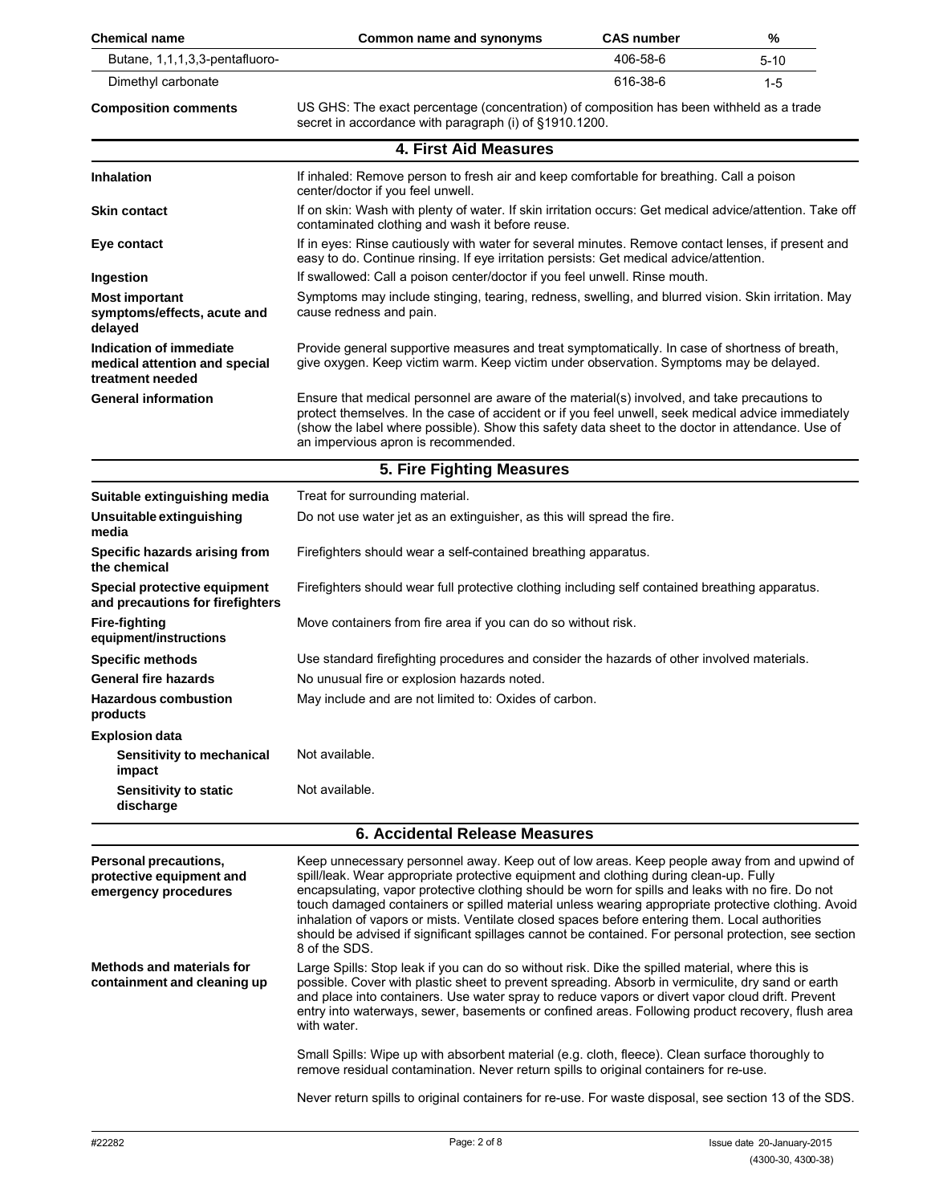| Chemical name | Common name and synonyms | CAS number | % |
|---|---|---|---|
| Butane, 1,1,1,3,3-pentafluoro- | | 406-58-6 | 5-10 |
| Dimethyl carbonate | | 616-38-6 | 1-5 |

**Composition comments** US GHS: The exact percentage (concentration) of composition has been withheld as a trade secret in accordance with paragraph (i) of §1910.1200.

## 4. First Aid Measures

**Inhalation** If inhaled: Remove person to fresh air and keep comfortable for breathing. Call a poison center/doctor if you feel unwell.

**Skin contact** If on skin: Wash with plenty of water. If skin irritation occurs: Get medical advice/attention. Take off contaminated clothing and wash it before reuse.

**Eye contact** If in eyes: Rinse cautiously with water for several minutes. Remove contact lenses, if present and easy to do. Continue rinsing. If eye irritation persists: Get medical advice/attention.

**Ingestion** If swallowed: Call a poison center/doctor if you feel unwell. Rinse mouth.

**Most important symptoms/effects, acute and delayed** Symptoms may include stinging, tearing, redness, swelling, and blurred vision. Skin irritation. May cause redness and pain.

**Indication of immediate medical attention and special treatment needed** Provide general supportive measures and treat symptomatically. In case of shortness of breath, give oxygen. Keep victim warm. Keep victim under observation. Symptoms may be delayed.

**General information** Ensure that medical personnel are aware of the material(s) involved, and take precautions to protect themselves. In the case of accident or if you feel unwell, seek medical advice immediately (show the label where possible). Show this safety data sheet to the doctor in attendance. Use of an impervious apron is recommended.

## 5. Fire Fighting Measures

**Suitable extinguishing media** Treat for surrounding material.

**Unsuitable extinguishing media** Do not use water jet as an extinguisher, as this will spread the fire.

**Specific hazards arising from the chemical** Firefighters should wear a self-contained breathing apparatus.

**Special protective equipment and precautions for firefighters** Firefighters should wear full protective clothing including self contained breathing apparatus.

**Fire-fighting equipment/instructions** Move containers from fire area if you can do so without risk.

**Specific methods** Use standard firefighting procedures and consider the hazards of other involved materials.

**General fire hazards** No unusual fire or explosion hazards noted.

**Hazardous combustion products** May include and are not limited to: Oxides of carbon.

**Explosion data**

**Sensitivity to mechanical impact** Not available.

**Sensitivity to static discharge** Not available.

## 6. Accidental Release Measures

**Personal precautions, protective equipment and emergency procedures** Keep unnecessary personnel away. Keep out of low areas. Keep people away from and upwind of spill/leak. Wear appropriate protective equipment and clothing during clean-up. Fully encapsulating, vapor protective clothing should be worn for spills and leaks with no fire. Do not touch damaged containers or spilled material unless wearing appropriate protective clothing. Avoid inhalation of vapors or mists. Ventilate closed spaces before entering them. Local authorities should be advised if significant spillages cannot be contained. For personal protection, see section 8 of the SDS.

**Methods and materials for containment and cleaning up** Large Spills: Stop leak if you can do so without risk. Dike the spilled material, where this is possible. Cover with plastic sheet to prevent spreading. Absorb in vermiculite, dry sand or earth and place into containers. Use water spray to reduce vapors or divert vapor cloud drift. Prevent entry into waterways, sewer, basements or confined areas. Following product recovery, flush area with water.

Small Spills: Wipe up with absorbent material (e.g. cloth, fleece). Clean surface thoroughly to remove residual contamination. Never return spills to original containers for re-use.

Never return spills to original containers for re-use. For waste disposal, see section 13 of the SDS.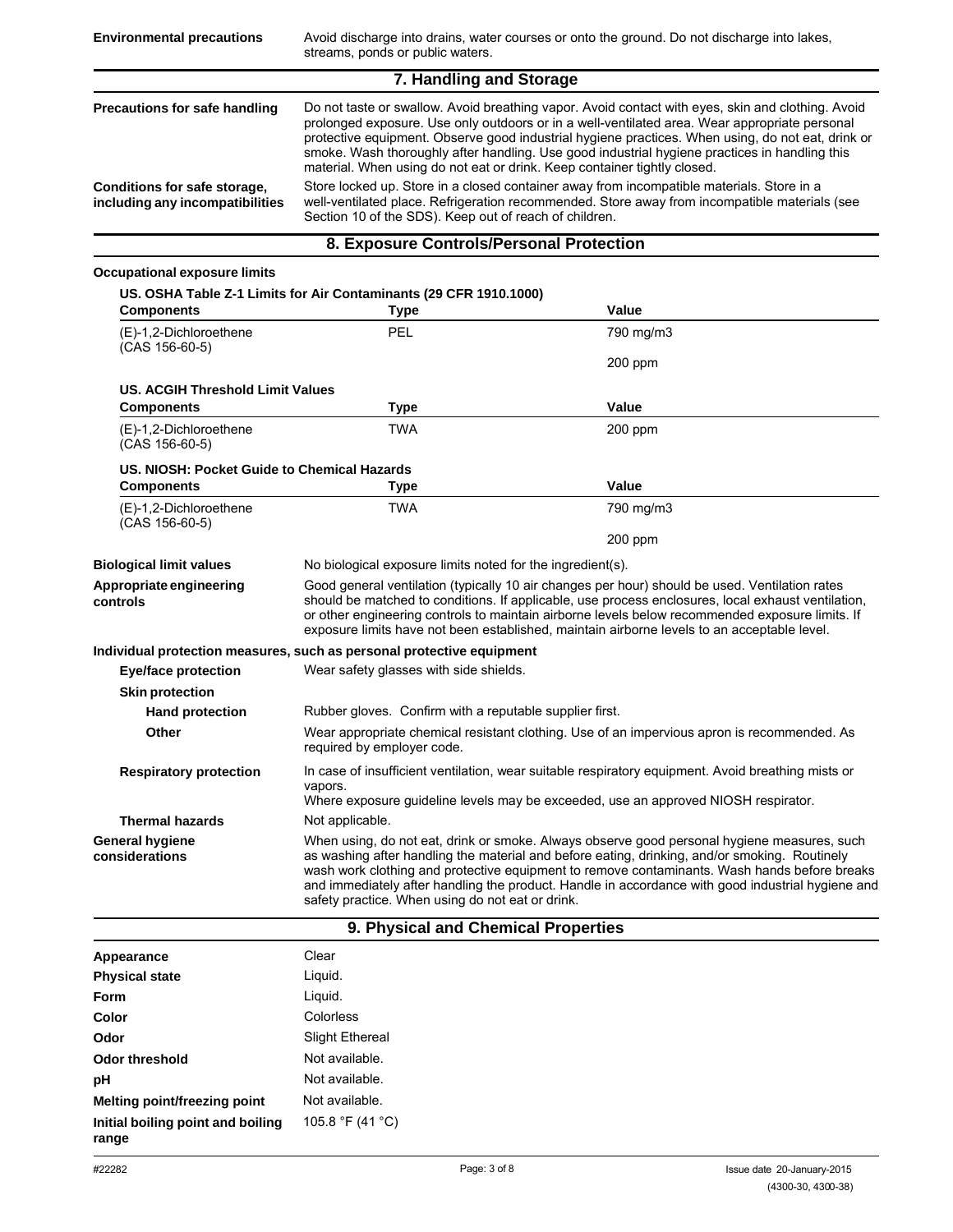**Environmental precautions** Avoid discharge into drains, water courses or onto the ground. Do not discharge into lakes, streams, ponds or public waters.

## 7. Handling and Storage

**Precautions for safe handling** Do not taste or swallow. Avoid breathing vapor. Avoid contact with eyes, skin and clothing. Avoid prolonged exposure. Use only outdoors or in a well-ventilated area. Wear appropriate personal protective equipment. Observe good industrial hygiene practices. When using, do not eat, drink or smoke. Wash thoroughly after handling. Use good industrial hygiene practices in handling this material. When using do not eat or drink. Keep container tightly closed.

**Conditions for safe storage, including any incompatibilities** Store locked up. Store in a closed container away from incompatible materials. Store in a well-ventilated place. Refrigeration recommended. Store away from incompatible materials (see Section 10 of the SDS). Keep out of reach of children.

## 8. Exposure Controls/Personal Protection

**Occupational exposure limits**

**US. OSHA Table Z-1 Limits for Air Contaminants (29 CFR 1910.1000)**

| Components | Type | Value |
|---|---|---|
| (E)-1,2-Dichloroethene (CAS 156-60-5) | PEL | 790 mg/m3 |
| | | 200 ppm |

**US. ACGIH Threshold Limit Values**

| Components | Type | Value |
|---|---|---|
| (E)-1,2-Dichloroethene (CAS 156-60-5) | TWA | 200 ppm |

**US. NIOSH: Pocket Guide to Chemical Hazards**

| Components | Type | Value |
|---|---|---|
| (E)-1,2-Dichloroethene (CAS 156-60-5) | TWA | 790 mg/m3 |
| | | 200 ppm |

**Biological limit values** No biological exposure limits noted for the ingredient(s).

**Appropriate engineering controls** Good general ventilation (typically 10 air changes per hour) should be used. Ventilation rates should be matched to conditions. If applicable, use process enclosures, local exhaust ventilation, or other engineering controls to maintain airborne levels below recommended exposure limits. If exposure limits have not been established, maintain airborne levels to an acceptable level.

**Individual protection measures, such as personal protective equipment**

**Eye/face protection** Wear safety glasses with side shields.

**Skin protection**

**Hand protection** Rubber gloves. Confirm with a reputable supplier first.

**Other** Wear appropriate chemical resistant clothing. Use of an impervious apron is recommended. As required by employer code.

**Respiratory protection** In case of insufficient ventilation, wear suitable respiratory equipment. Avoid breathing mists or vapors.
Where exposure guideline levels may be exceeded, use an approved NIOSH respirator.

**Thermal hazards** Not applicable.

**General hygiene considerations** When using, do not eat, drink or smoke. Always observe good personal hygiene measures, such as washing after handling the material and before eating, drinking, and/or smoking. Routinely wash work clothing and protective equipment to remove contaminants. Wash hands before breaks and immediately after handling the product. Handle in accordance with good industrial hygiene and safety practice. When using do not eat or drink.

## 9. Physical and Chemical Properties

| | |
|---|---|
| **Appearance** | Clear |
| **Physical state** | Liquid. |
| **Form** | Liquid. |
| **Color** | Colorless |
| **Odor** | Slight Ethereal |
| **Odor threshold** | Not available. |
| **pH** | Not available. |
| **Melting point/freezing point** | Not available. |
| **Initial boiling point and boiling range** | 105.8 °F (41 °C) |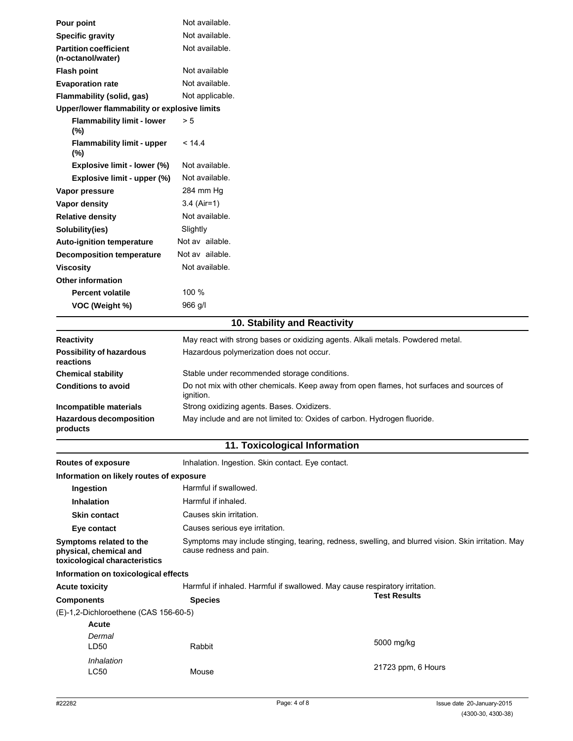| | |
|---|---|
| **Pour point** | Not available. |
| **Specific gravity** | Not available. |
| **Partition coefficient (n-octanol/water)** | Not available. |
| **Flash point** | Not available |
| **Evaporation rate** | Not available. |
| **Flammability (solid, gas)** | Not applicable. |
| **Upper/lower flammability or explosive limits** | |
| **Flammability limit - lower (%)** | > 5 |
| **Flammability limit - upper (%)** | < 14.4 |
| **Explosive limit - lower (%)** | Not available. |
| **Explosive limit - upper (%)** | Not available. |
| **Vapor pressure** | 284 mm Hg |
| **Vapor density** | 3.4 (Air=1) |
| **Relative density** | Not available. |
| **Solubility(ies)** | Slightly |
| **Auto-ignition temperature** | Not av ailable. |
| **Decomposition temperature** | Not av ailable. |
| **Viscosity** | Not available. |
| **Other information** | |
| **Percent volatile** | 100 % |
| **VOC (Weight %)** | 966 g/l |

## 10. Stability and Reactivity

| | |
|---|---|
| **Reactivity** | May react with strong bases or oxidizing agents. Alkali metals. Powdered metal. |
| **Possibility of hazardous reactions** | Hazardous polymerization does not occur. |
| **Chemical stability** | Stable under recommended storage conditions. |
| **Conditions to avoid** | Do not mix with other chemicals. Keep away from open flames, hot surfaces and sources of ignition. |
| **Incompatible materials** | Strong oxidizing agents. Bases. Oxidizers. |
| **Hazardous decomposition products** | May include and are not limited to: Oxides of carbon. Hydrogen fluoride. |

## 11. Toxicological Information

| | |
|---|---|
| **Routes of exposure** | Inhalation. Ingestion. Skin contact. Eye contact. |
| **Information on likely routes of exposure** | |
| **Ingestion** | Harmful if swallowed. |
| **Inhalation** | Harmful if inhaled. |
| **Skin contact** | Causes skin irritation. |
| **Eye contact** | Causes serious eye irritation. |
| **Symptoms related to the physical, chemical and toxicological characteristics** | Symptoms may include stinging, tearing, redness, swelling, and blurred vision. Skin irritation. May cause redness and pain. |

**Information on toxicological effects**

**Acute toxicity** Harmful if inhaled. Harmful if swallowed. May cause respiratory irritation.

| **Components** | **Species** | **Test Results** |
|---|---|---|
| (E)-1,2-Dichloroethene (CAS 156-60-5) | | |
| **Acute** | | |
| *Dermal* | | |
| LD50 | Rabbit | 5000 mg/kg |
| *Inhalation* | | |
| LC50 | Mouse | 21723 ppm, 6 Hours |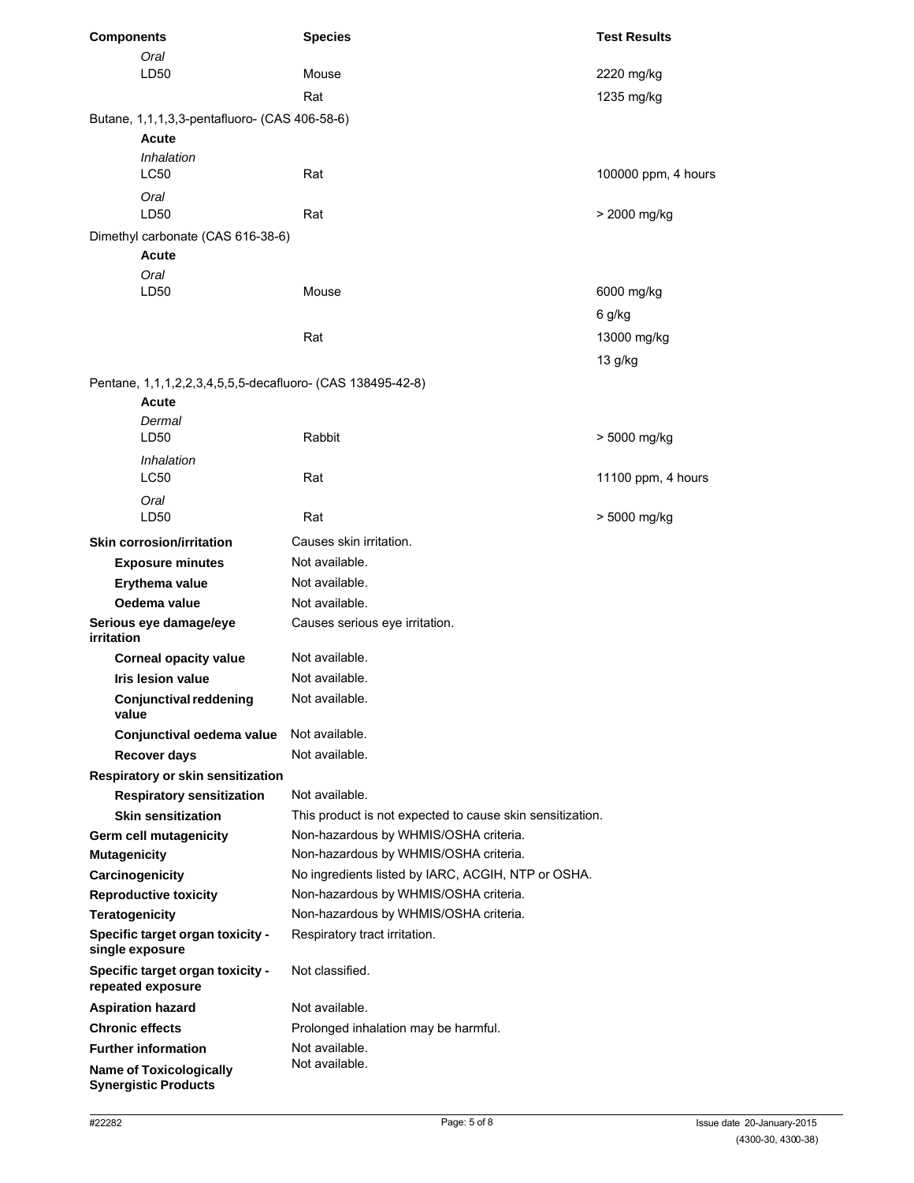| Components | Species | Test Results |
|---|---|---|
| *Oral* | | |
| LD50 | Mouse | 2220 mg/kg |
| | Rat | 1235 mg/kg |
| Butane, 1,1,1,3,3-pentafluoro- (CAS 406-58-6) | | |
| **Acute** | | |
| *Inhalation* | | |
| LC50 | Rat | 100000 ppm, 4 hours |
| *Oral* | | |
| LD50 | Rat | > 2000 mg/kg |
| Dimethyl carbonate (CAS 616-38-6) | | |
| **Acute** | | |
| *Oral* | | |
| LD50 | Mouse | 6000 mg/kg |
| | | 6 g/kg |
| | Rat | 13000 mg/kg |
| | | 13 g/kg |
| Pentane, 1,1,1,2,2,3,4,5,5,5-decafluoro- (CAS 138495-42-8) | | |
| **Acute** | | |
| *Dermal* | | |
| LD50 | Rabbit | > 5000 mg/kg |
| *Inhalation* | | |
| LC50 | Rat | 11100 ppm, 4 hours |
| *Oral* | | |
| LD50 | Rat | > 5000 mg/kg |

**Skin corrosion/irritation** Causes skin irritation.

**Exposure minutes** Not available.

**Erythema value** Not available.

**Oedema value** Not available.

**Serious eye damage/eye irritation** Causes serious eye irritation.

**Corneal opacity value** Not available.

**Iris lesion value** Not available.

**Conjunctival reddening value** Not available.

**Conjunctival oedema value** Not available.

**Recover days** Not available.

**Respiratory or skin sensitization**

**Respiratory sensitization** Not available.

**Skin sensitization** This product is not expected to cause skin sensitization.

**Germ cell mutagenicity** Non-hazardous by WHMIS/OSHA criteria.

**Mutagenicity** Non-hazardous by WHMIS/OSHA criteria.

**Carcinogenicity** No ingredients listed by IARC, ACGIH, NTP or OSHA.

**Reproductive toxicity** Non-hazardous by WHMIS/OSHA criteria.

**Teratogenicity** Non-hazardous by WHMIS/OSHA criteria.

**Specific target organ toxicity - single exposure** Respiratory tract irritation.

**Specific target organ toxicity - repeated exposure** Not classified.

**Aspiration hazard** Not available.

**Chronic effects** Prolonged inhalation may be harmful.

**Further information** Not available.

**Name of Toxicologically Synergistic Products** Not available.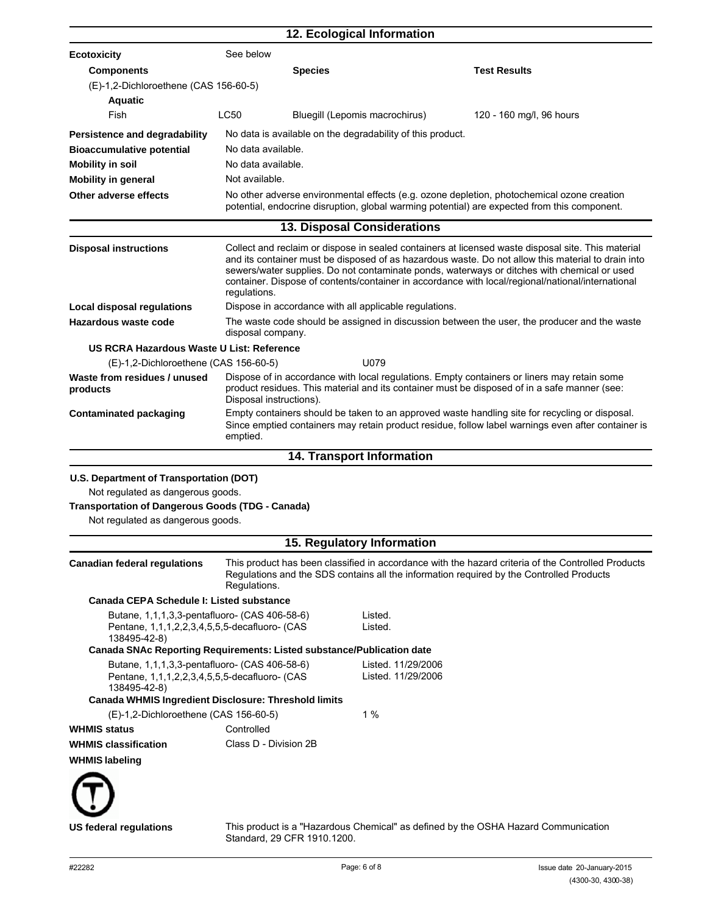## 12. Ecological Information

**Ecotoxicity** See below

| Components | | Species | Test Results |
|---|---|---|---|
| (E)-1,2-Dichloroethene (CAS 156-60-5) | | | |
| **Aquatic** | | | |
| Fish | LC50 | Bluegill (Lepomis macrochirus) | 120 - 160 mg/l, 96 hours |

**Persistence and degradability** No data is available on the degradability of this product.

**Bioaccumulative potential** No data available.

**Mobility in soil** No data available.

**Mobility in general** Not available.

**Other adverse effects** No other adverse environmental effects (e.g. ozone depletion, photochemical ozone creation potential, endocrine disruption, global warming potential) are expected from this component.

## 13. Disposal Considerations

**Disposal instructions** Collect and reclaim or dispose in sealed containers at licensed waste disposal site. This material and its container must be disposed of as hazardous waste. Do not allow this material to drain into sewers/water supplies. Do not contaminate ponds, waterways or ditches with chemical or used container. Dispose of contents/container in accordance with local/regional/national/international regulations.

**Local disposal regulations** Dispose in accordance with all applicable regulations.

**Hazardous waste code** The waste code should be assigned in discussion between the user, the producer and the waste disposal company.

**US RCRA Hazardous Waste U List: Reference**

(E)-1,2-Dichloroethene (CAS 156-60-5) U079

**Waste from residues / unused products** Dispose of in accordance with local regulations. Empty containers or liners may retain some product residues. This material and its container must be disposed of in a safe manner (see: Disposal instructions).

**Contaminated packaging** Empty containers should be taken to an approved waste handling site for recycling or disposal. Since emptied containers may retain product residue, follow label warnings even after container is emptied.

## 14. Transport Information

**U.S. Department of Transportation (DOT)**

Not regulated as dangerous goods.

**Transportation of Dangerous Goods (TDG - Canada)**

Not regulated as dangerous goods.

## 15. Regulatory Information

**Canadian federal regulations** This product has been classified in accordance with the hazard criteria of the Controlled Products Regulations and the SDS contains all the information required by the Controlled Products Regulations.

**Canada CEPA Schedule I: Listed substance**

| | |
|---|---|
| Butane, 1,1,1,3,3-pentafluoro- (CAS 406-58-6) | Listed. |
| Pentane, 1,1,1,2,2,3,4,5,5,5-decafluoro- (CAS 138495-42-8) | Listed. |

**Canada SNAc Reporting Requirements: Listed substance/Publication date**

| | |
|---|---|
| Butane, 1,1,1,3,3-pentafluoro- (CAS 406-58-6) | Listed. 11/29/2006 |
| Pentane, 1,1,1,2,2,3,4,5,5,5-decafluoro- (CAS 138495-42-8) | Listed. 11/29/2006 |

**Canada WHMIS Ingredient Disclosure: Threshold limits**

(E)-1,2-Dichloroethene (CAS 156-60-5) 1 %

**WHMIS status** Controlled

**WHMIS classification** Class D - Division 2B

**WHMIS labeling**

**US federal regulations** This product is a "Hazardous Chemical" as defined by the OSHA Hazard Communication Standard, 29 CFR 1910.1200.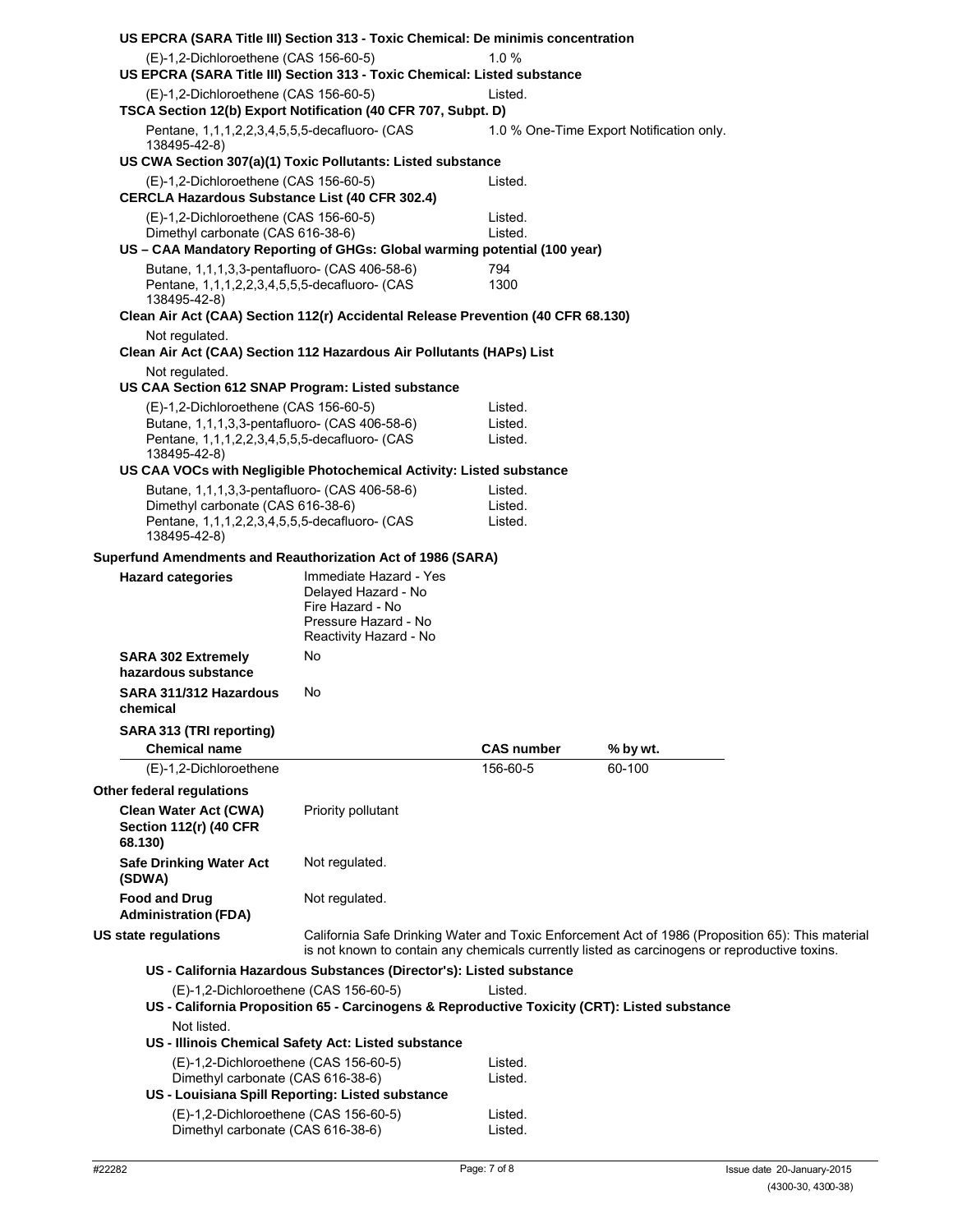**US EPCRA (SARA Title III) Section 313 - Toxic Chemical: De minimis concentration**

(E)-1,2-Dichloroethene (CAS 156-60-5) 1.0 %

**US EPCRA (SARA Title III) Section 313 - Toxic Chemical: Listed substance**

(E)-1,2-Dichloroethene (CAS 156-60-5) Listed.

**TSCA Section 12(b) Export Notification (40 CFR 707, Subpt. D)**

Pentane, 1,1,1,2,2,3,4,5,5,5-decafluoro- (CAS 138495-42-8) 1.0 % One-Time Export Notification only.

**US CWA Section 307(a)(1) Toxic Pollutants: Listed substance**

(E)-1,2-Dichloroethene (CAS 156-60-5) Listed.

**CERCLA Hazardous Substance List (40 CFR 302.4)**

(E)-1,2-Dichloroethene (CAS 156-60-5) Listed.
Dimethyl carbonate (CAS 616-38-6) Listed.

**US – CAA Mandatory Reporting of GHGs: Global warming potential (100 year)**

Butane, 1,1,1,3,3-pentafluoro- (CAS 406-58-6) 794
Pentane, 1,1,1,2,2,3,4,5,5,5-decafluoro- (CAS 138495-42-8) 1300

**Clean Air Act (CAA) Section 112(r) Accidental Release Prevention (40 CFR 68.130)**

Not regulated.

**Clean Air Act (CAA) Section 112 Hazardous Air Pollutants (HAPs) List**

Not regulated.

**US CAA Section 612 SNAP Program: Listed substance**

(E)-1,2-Dichloroethene (CAS 156-60-5) Listed.
Butane, 1,1,1,3,3-pentafluoro- (CAS 406-58-6) Listed.
Pentane, 1,1,1,2,2,3,4,5,5,5-decafluoro- (CAS 138495-42-8) Listed.

**US CAA VOCs with Negligible Photochemical Activity: Listed substance**

Butane, 1,1,1,3,3-pentafluoro- (CAS 406-58-6) Listed.
Dimethyl carbonate (CAS 616-38-6) Listed.
Pentane, 1,1,1,2,2,3,4,5,5,5-decafluoro- (CAS 138495-42-8) Listed.

**Superfund Amendments and Reauthorization Act of 1986 (SARA)**

**Hazard categories**
Immediate Hazard - Yes
Delayed Hazard - No
Fire Hazard - No
Pressure Hazard - No
Reactivity Hazard - No

**SARA 302 Extremely hazardous substance** No

**SARA 311/312 Hazardous chemical** No

**SARA 313 (TRI reporting)**

| Chemical name | CAS number | % by wt. |
|---|---|---|
| (E)-1,2-Dichloroethene | 156-60-5 | 60-100 |

**Other federal regulations**

**Clean Water Act (CWA) Section 112(r) (40 CFR 68.130)** Priority pollutant

**Safe Drinking Water Act (SDWA)** Not regulated.

**Food and Drug Administration (FDA)** Not regulated.

**US state regulations** California Safe Drinking Water and Toxic Enforcement Act of 1986 (Proposition 65): This material is not known to contain any chemicals currently listed as carcinogens or reproductive toxins.

**US - California Hazardous Substances (Director's): Listed substance**

(E)-1,2-Dichloroethene (CAS 156-60-5) Listed.

**US - California Proposition 65 - Carcinogens & Reproductive Toxicity (CRT): Listed substance**

Not listed.

**US - Illinois Chemical Safety Act: Listed substance**

(E)-1,2-Dichloroethene (CAS 156-60-5) Listed.
Dimethyl carbonate (CAS 616-38-6) Listed.

**US - Louisiana Spill Reporting: Listed substance**

(E)-1,2-Dichloroethene (CAS 156-60-5) Listed.
Dimethyl carbonate (CAS 616-38-6) Listed.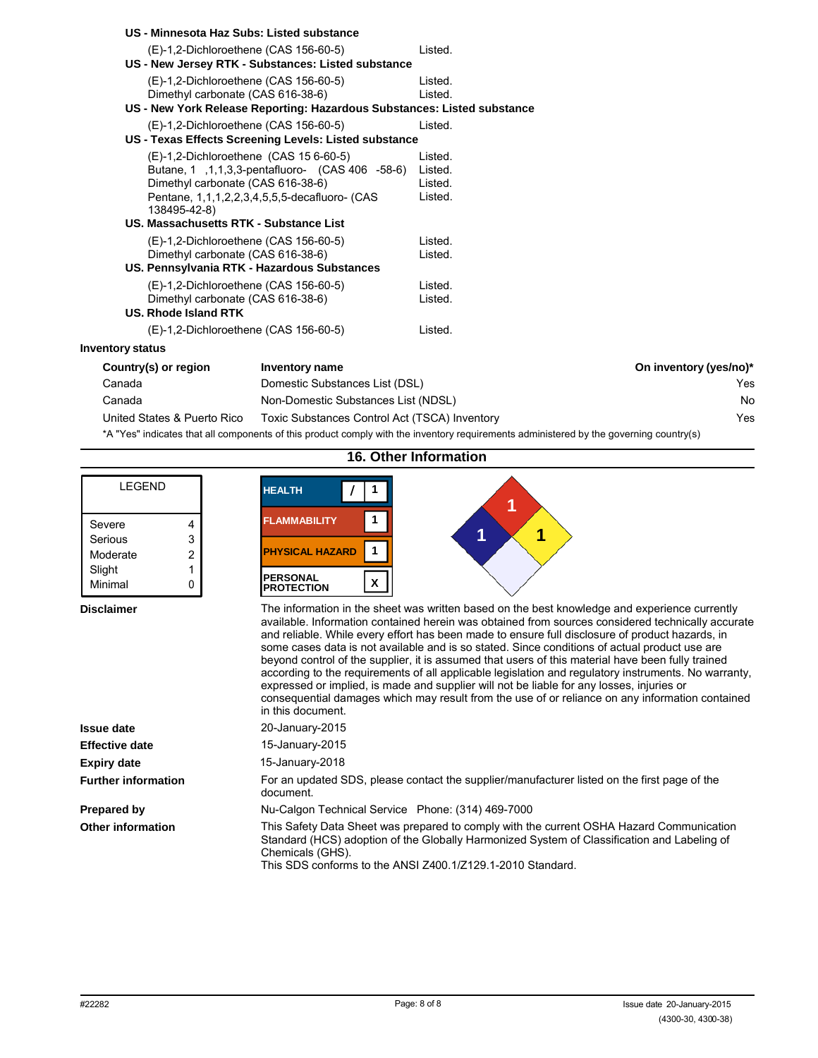**US - Minnesota Haz Subs: Listed substance**

| | |
|---|---|
| (E)-1,2-Dichloroethene (CAS 156-60-5) | Listed. |

**US - New Jersey RTK - Substances: Listed substance**

| | |
|---|---|
| (E)-1,2-Dichloroethene (CAS 156-60-5) | Listed. |
| Dimethyl carbonate (CAS 616-38-6) | Listed. |

**US - New York Release Reporting: Hazardous Substances: Listed substance**

| | |
|---|---|
| (E)-1,2-Dichloroethene (CAS 156-60-5) | Listed. |

**US - Texas Effects Screening Levels: Listed substance**

| | |
|---|---|
| (E)-1,2-Dichloroethene (CAS 156-60-5) | Listed. |
| Butane, 1 ,1,1,3,3-pentafluoro- (CAS 406 -58-6) | Listed. |
| Dimethyl carbonate (CAS 616-38-6) | Listed. |
| Pentane, 1,1,1,2,2,3,4,5,5,5-decafluoro- (CAS 138495-42-8) | Listed. |

**US. Massachusetts RTK - Substance List**

| | |
|---|---|
| (E)-1,2-Dichloroethene (CAS 156-60-5) | Listed. |
| Dimethyl carbonate (CAS 616-38-6) | Listed. |

**US. Pennsylvania RTK - Hazardous Substances**

| | |
|---|---|
| (E)-1,2-Dichloroethene (CAS 156-60-5) | Listed. |
| Dimethyl carbonate (CAS 616-38-6) | Listed. |

**US. Rhode Island RTK**

| | |
|---|---|
| (E)-1,2-Dichloroethene (CAS 156-60-5) | Listed. |

**Inventory status**

| Country(s) or region | Inventory name | On inventory (yes/no)* |
|---|---|---|
| Canada | Domestic Substances List (DSL) | Yes |
| Canada | Non-Domestic Substances List (NDSL) | No |
| United States & Puerto Rico | Toxic Substances Control Act (TSCA) Inventory | Yes |

*A "Yes" indicates that all components of this product comply with the inventory requirements administered by the governing country(s)

## 16. Other Information

| LEGEND | |
|---|---|
| Severe | 4 |
| Serious | 3 |
| Moderate | 2 |
| Slight | 1 |
| Minimal | 0 |

| | |
|---|---|
| HEALTH | / 1 |
| FLAMMABILITY | 1 |
| PHYSICAL HAZARD | 1 |
| PERSONAL PROTECTION | X |

1

1 1

**Disclaimer**

The information in the sheet was written based on the best knowledge and experience currently available. Information contained herein was obtained from sources considered technically accurate and reliable. While every effort has been made to ensure full disclosure of product hazards, in some cases data is not available and is so stated. Since conditions of actual product use are beyond control of the supplier, it is assumed that users of this material have been fully trained according to the requirements of all applicable legislation and regulatory instruments. No warranty, expressed or implied, is made and supplier will not be liable for any losses, injuries or consequential damages which may result from the use of or reliance on any information contained in this document.

**Issue date** 20-January-2015

**Effective date** 15-January-2015

**Expiry date** 15-January-2018

**Further information** For an updated SDS, please contact the supplier/manufacturer listed on the first page of the document.

**Prepared by** Nu-Calgon Technical Service Phone: (314) 469-7000

**Other information** This Safety Data Sheet was prepared to comply with the current OSHA Hazard Communication Standard (HCS) adoption of the Globally Harmonized System of Classification and Labeling of Chemicals (GHS).
This SDS conforms to the ANSI Z400.1/Z129.1-2010 Standard.